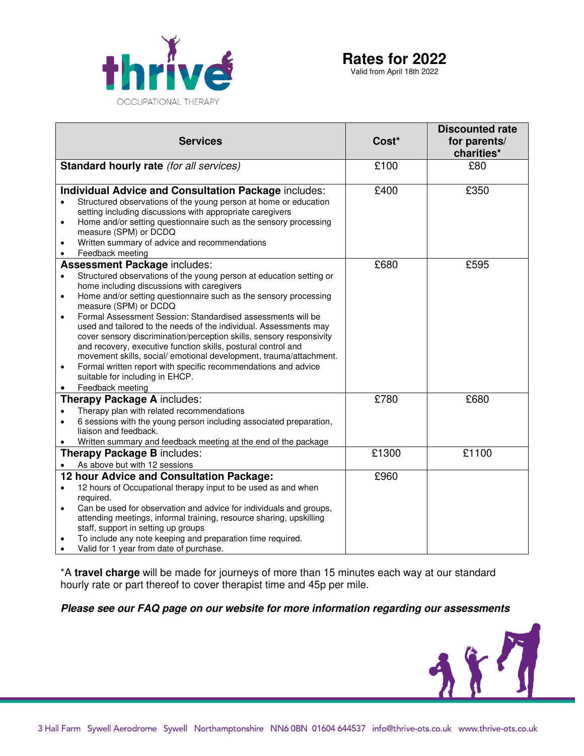thrive

OCCUPATIONAL THERAPY

# Rates for 2022

Valid from April 18th 2022

| Services | Cost* | Discounted rate for parents/ charities* |
|---|---|---|
| **Standard hourly rate** *(for all services)* | £100 | £80 |
| **Individual Advice and Consultation Package** includes:<br>• Structured observations of the young person at home or education setting including discussions with appropriate caregivers<br>• Home and/or setting questionnaire such as the sensory processing measure (SPM) or DCDQ<br>• Written summary of advice and recommendations<br>• Feedback meeting | £400 | £350 |
| **Assessment Package** includes:<br>• Structured observations of the young person at education setting or home including discussions with caregivers<br>• Home and/or setting questionnaire such as the sensory processing measure (SPM) or DCDQ<br>• Formal Assessment Session: Standardised assessments will be used and tailored to the needs of the individual. Assessments may cover sensory discrimination/perception skills, sensory responsivity and recovery, executive function skills, postural control and movement skills, social/ emotional development, trauma/attachment.<br>• Formal written report with specific recommendations and advice suitable for including in EHCP.<br>• Feedback meeting | £680 | £595 |
| **Therapy Package A** includes:<br>• Therapy plan with related recommendations<br>• 6 sessions with the young person including associated preparation, liaison and feedback.<br>• Written summary and feedback meeting at the end of the package | £780 | £680 |
| **Therapy Package B** includes:<br>• As above but with 12 sessions | £1300 | £1100 |
| **12 hour Advice and Consultation Package:**<br>• 12 hours of Occupational therapy input to be used as and when required.<br>• Can be used for observation and advice for individuals and groups, attending meetings, informal training, resource sharing, upskilling staff, support in setting up groups<br>• To include any note keeping and preparation time required.<br>• Valid for 1 year from date of purchase. | £960 | |

*A **travel charge** will be made for journeys of more than 15 minutes each way at our standard hourly rate or part thereof to cover therapist time and 45p per mile.

***Please see our FAQ page on our website for more information regarding our assessments***

3 Hall Farm Sywell Aerodrome Sywell Northamptonshire NN6 0BN 01604 644537 info@thrive-ots.co.uk www.thrive-ots.co.uk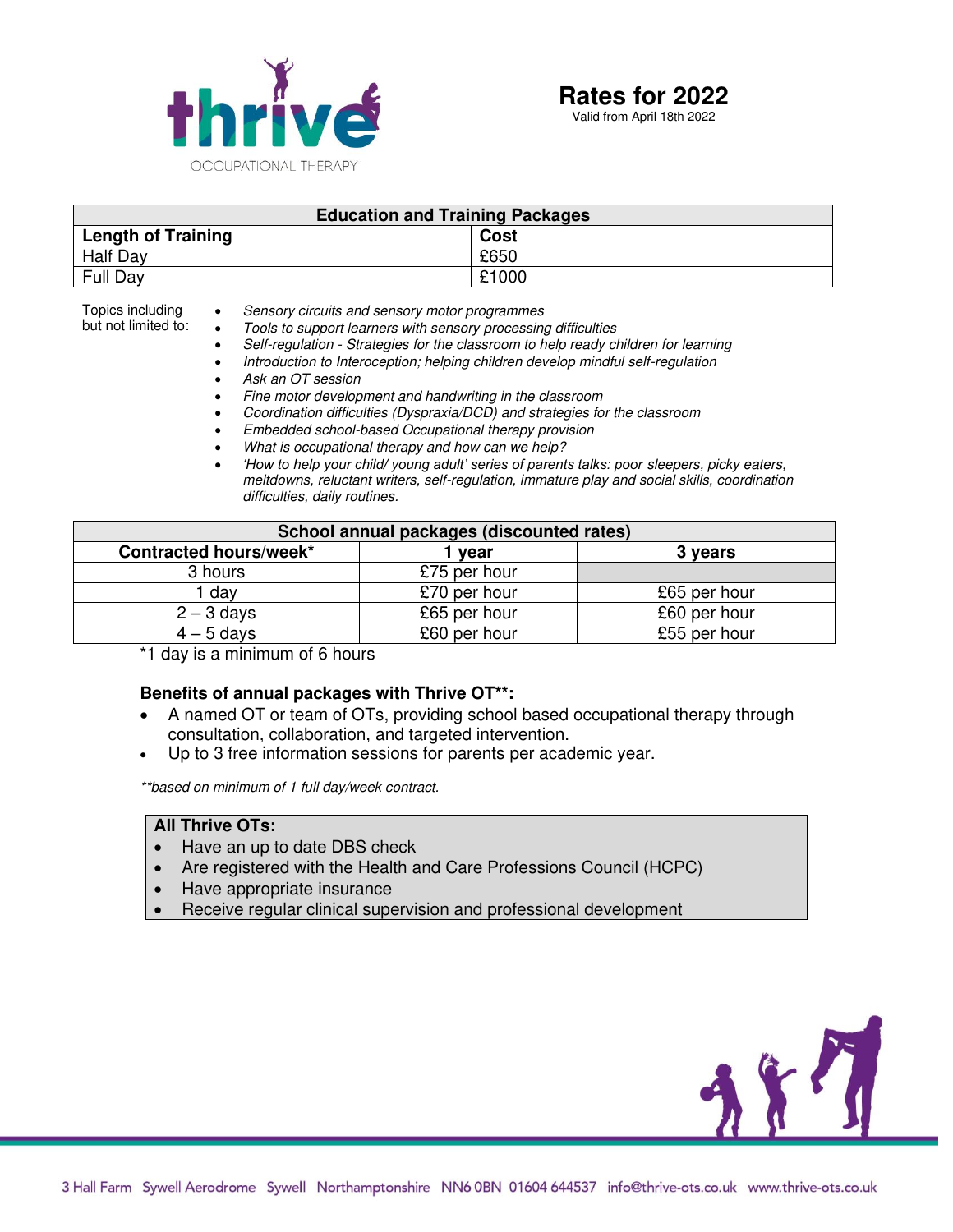# Rates for 2022

Valid from April 18th 2022

| Education and Training Packages | |
|---|---|
| **Length of Training** | **Cost** |
| Half Day | £650 |
| Full Day | £1000 |

Topics including but not limited to:

- *Sensory circuits and sensory motor programmes*
- *Tools to support learners with sensory processing difficulties*
- *Self-regulation - Strategies for the classroom to help ready children for learning*
- *Introduction to Interoception; helping children develop mindful self-regulation*
- *Ask an OT session*
- *Fine motor development and handwriting in the classroom*
- *Coordination difficulties (Dyspraxia/DCD) and strategies for the classroom*
- *Embedded school-based Occupational therapy provision*
- *What is occupational therapy and how can we help?*
- *'How to help your child/ young adult' series of parents talks: poor sleepers, picky eaters, meltdowns, reluctant writers, self-regulation, immature play and social skills, coordination difficulties, daily routines.*

| School annual packages (discounted rates) | | |
|---|---|---|
| **Contracted hours/week*** | **1 year** | **3 years** |
| 3 hours | £75 per hour | |
| 1 day | £70 per hour | £65 per hour |
| 2 – 3 days | £65 per hour | £60 per hour |
| 4 – 5 days | £60 per hour | £55 per hour |

*1 day is a minimum of 6 hours

**Benefits of annual packages with Thrive OT**:**

- A named OT or team of OTs, providing school based occupational therapy through consultation, collaboration, and targeted intervention.
- Up to 3 free information sessions for parents per academic year.

*\*\*based on minimum of 1 full day/week contract.*

**All Thrive OTs:**

- Have an up to date DBS check
- Are registered with the Health and Care Professions Council (HCPC)
- Have appropriate insurance
- Receive regular clinical supervision and professional development

3 Hall Farm Sywell Aerodrome Sywell Northamptonshire NN6 0BN 01604 644537 info@thrive-ots.co.uk www.thrive-ots.co.uk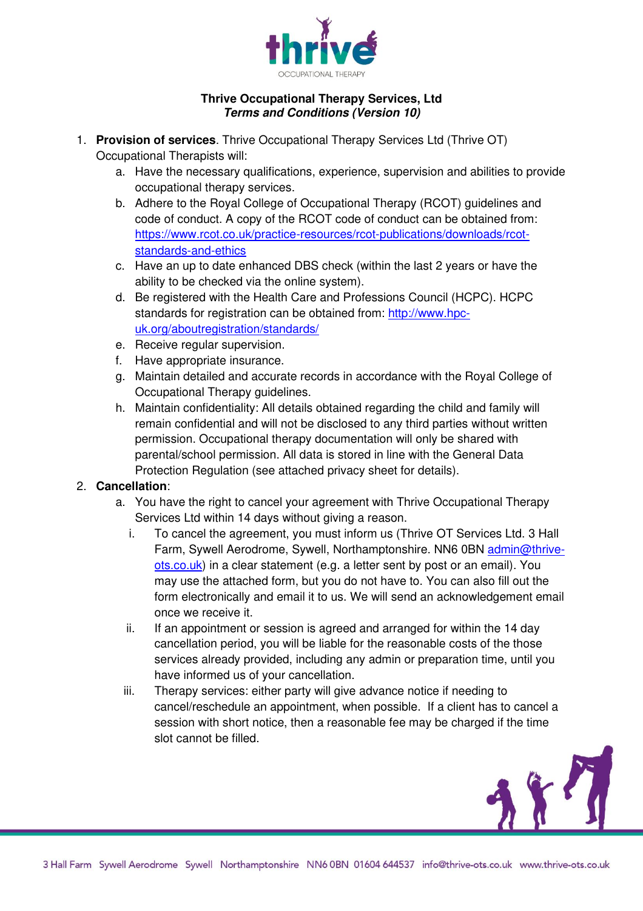**Thrive Occupational Therapy Services, Ltd**
***Terms and Conditions (Version 10)***

1. **Provision of services**. Thrive Occupational Therapy Services Ltd (Thrive OT) Occupational Therapists will:
    a. Have the necessary qualifications, experience, supervision and abilities to provide occupational therapy services.
    b. Adhere to the Royal College of Occupational Therapy (RCOT) guidelines and code of conduct. A copy of the RCOT code of conduct can be obtained from: [https://www.rcot.co.uk/practice-resources/rcot-publications/downloads/rcot-standards-and-ethics](https://www.rcot.co.uk/practice-resources/rcot-publications/downloads/rcot-standards-and-ethics)
    c. Have an up to date enhanced DBS check (within the last 2 years or have the ability to be checked via the online system).
    d. Be registered with the Health Care and Professions Council (HCPC). HCPC standards for registration can be obtained from: [http://www.hpc-uk.org/aboutregistration/standards/](http://www.hpc-uk.org/aboutregistration/standards/)
    e. Receive regular supervision.
    f. Have appropriate insurance.
    g. Maintain detailed and accurate records in accordance with the Royal College of Occupational Therapy guidelines.
    h. Maintain confidentiality: All details obtained regarding the child and family will remain confidential and will not be disclosed to any third parties without written permission. Occupational therapy documentation will only be shared with parental/school permission. All data is stored in line with the General Data Protection Regulation (see attached privacy sheet for details).
2. **Cancellation**:
    a. You have the right to cancel your agreement with Thrive Occupational Therapy Services Ltd within 14 days without giving a reason.
        i. To cancel the agreement, you must inform us (Thrive OT Services Ltd. 3 Hall Farm, Sywell Aerodrome, Sywell, Northamptonshire. NN6 0BN [admin@thrive-ots.co.uk](mailto:admin@thrive-ots.co.uk)) in a clear statement (e.g. a letter sent by post or an email). You may use the attached form, but you do not have to. You can also fill out the form electronically and email it to us. We will send an acknowledgement email once we receive it.
        ii. If an appointment or session is agreed and arranged for within the 14 day cancellation period, you will be liable for the reasonable costs of the those services already provided, including any admin or preparation time, until you have informed us of your cancellation.
        iii. Therapy services: either party will give advance notice if needing to cancel/reschedule an appointment, when possible. If a client has to cancel a session with short notice, then a reasonable fee may be charged if the time slot cannot be filled.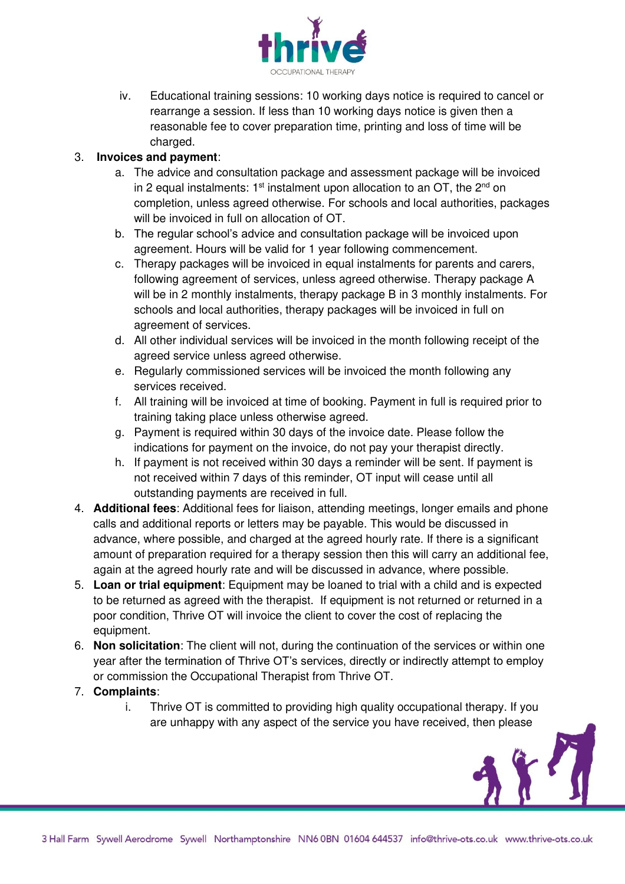iv. Educational training sessions: 10 working days notice is required to cancel or rearrange a session. If less than 10 working days notice is given then a reasonable fee to cover preparation time, printing and loss of time will be charged.

3. **Invoices and payment**:
   a. The advice and consultation package and assessment package will be invoiced in 2 equal instalments: 1st instalment upon allocation to an OT, the 2nd on completion, unless agreed otherwise. For schools and local authorities, packages will be invoiced in full on allocation of OT.
   b. The regular school's advice and consultation package will be invoiced upon agreement. Hours will be valid for 1 year following commencement.
   c. Therapy packages will be invoiced in equal instalments for parents and carers, following agreement of services, unless agreed otherwise. Therapy package A will be in 2 monthly instalments, therapy package B in 3 monthly instalments. For schools and local authorities, therapy packages will be invoiced in full on agreement of services.
   d. All other individual services will be invoiced in the month following receipt of the agreed service unless agreed otherwise.
   e. Regularly commissioned services will be invoiced the month following any services received.
   f. All training will be invoiced at time of booking. Payment in full is required prior to training taking place unless otherwise agreed.
   g. Payment is required within 30 days of the invoice date. Please follow the indications for payment on the invoice, do not pay your therapist directly.
   h. If payment is not received within 30 days a reminder will be sent. If payment is not received within 7 days of this reminder, OT input will cease until all outstanding payments are received in full.
4. **Additional fees**: Additional fees for liaison, attending meetings, longer emails and phone calls and additional reports or letters may be payable. This would be discussed in advance, where possible, and charged at the agreed hourly rate. If there is a significant amount of preparation required for a therapy session then this will carry an additional fee, again at the agreed hourly rate and will be discussed in advance, where possible.
5. **Loan or trial equipment**: Equipment may be loaned to trial with a child and is expected to be returned as agreed with the therapist. If equipment is not returned or returned in a poor condition, Thrive OT will invoice the client to cover the cost of replacing the equipment.
6. **Non solicitation**: The client will not, during the continuation of the services or within one year after the termination of Thrive OT's services, directly or indirectly attempt to employ or commission the Occupational Therapist from Thrive OT.
7. **Complaints**:
   i. Thrive OT is committed to providing high quality occupational therapy. If you are unhappy with any aspect of the service you have received, then please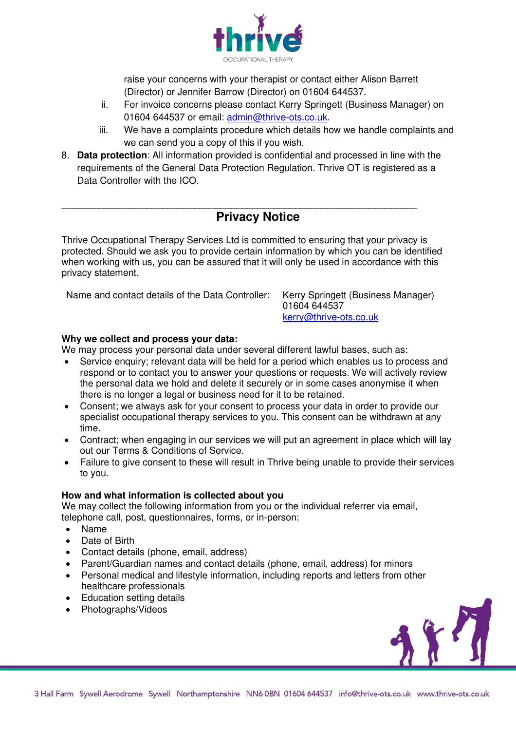raise your concerns with your therapist or contact either Alison Barrett (Director) or Jennifer Barrow (Director) on 01604 644537.

ii. For invoice concerns please contact Kerry Springett (Business Manager) on 01604 644537 or email: admin@thrive-ots.co.uk.

iii. We have a complaints procedure which details how we handle complaints and we can send you a copy of this if you wish.

8. **Data protection**: All information provided is confidential and processed in line with the requirements of the General Data Protection Regulation. Thrive OT is registered as a Data Controller with the ICO.

---

## Privacy Notice

Thrive Occupational Therapy Services Ltd is committed to ensuring that your privacy is protected. Should we ask you to provide certain information by which you can be identified when working with us, you can be assured that it will only be used in accordance with this privacy statement.

| Name and contact details of the Data Controller: | Kerry Springett (Business Manager)<br>01604 644537<br>kerry@thrive-ots.co.uk |
|---|---|

**Why we collect and process your data:**

We may process your personal data under several different lawful bases, such as:

- Service enquiry; relevant data will be held for a period which enables us to process and respond or to contact you to answer your questions or requests. We will actively review the personal data we hold and delete it securely or in some cases anonymise it when there is no longer a legal or business need for it to be retained.
- Consent; we always ask for your consent to process your data in order to provide our specialist occupational therapy services to you. This consent can be withdrawn at any time.
- Contract; when engaging in our services we will put an agreement in place which will lay out our Terms & Conditions of Service.
- Failure to give consent to these will result in Thrive being unable to provide their services to you.

**How and what information is collected about you**

We may collect the following information from you or the individual referrer via email, telephone call, post, questionnaires, forms, or in-person:

- Name
- Date of Birth
- Contact details (phone, email, address)
- Parent/Guardian names and contact details (phone, email, address) for minors
- Personal medical and lifestyle information, including reports and letters from other healthcare professionals
- Education setting details
- Photographs/Videos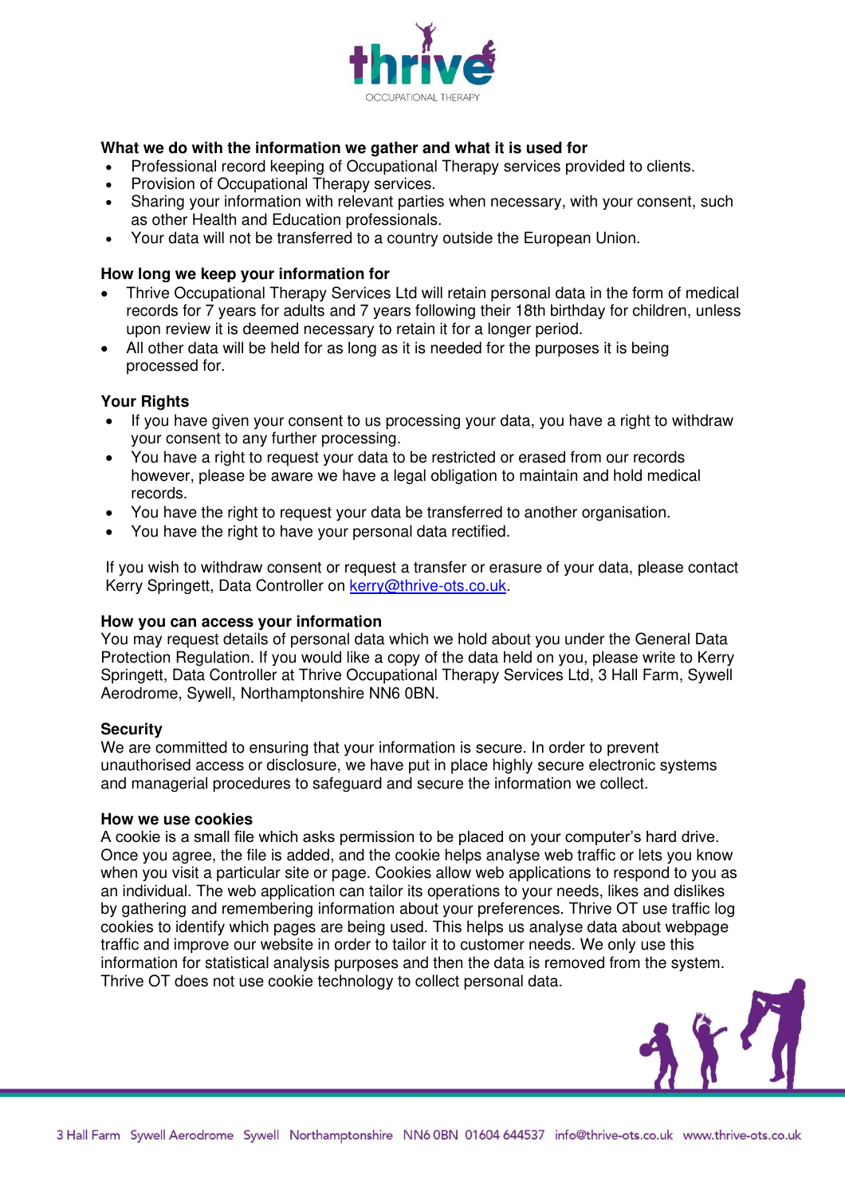### What we do with the information we gather and what it is used for

- Professional record keeping of Occupational Therapy services provided to clients.
- Provision of Occupational Therapy services.
- Sharing your information with relevant parties when necessary, with your consent, such as other Health and Education professionals.
- Your data will not be transferred to a country outside the European Union.

### How long we keep your information for

- Thrive Occupational Therapy Services Ltd will retain personal data in the form of medical records for 7 years for adults and 7 years following their 18th birthday for children, unless upon review it is deemed necessary to retain it for a longer period.
- All other data will be held for as long as it is needed for the purposes it is being processed for.

### Your Rights

- If you have given your consent to us processing your data, you have a right to withdraw your consent to any further processing.
- You have a right to request your data to be restricted or erased from our records however, please be aware we have a legal obligation to maintain and hold medical records.
- You have the right to request your data be transferred to another organisation.
- You have the right to have your personal data rectified.

If you wish to withdraw consent or request a transfer or erasure of your data, please contact Kerry Springett, Data Controller on [kerry@thrive-ots.co.uk](mailto:kerry@thrive-ots.co.uk).

### How you can access your information

You may request details of personal data which we hold about you under the General Data Protection Regulation. If you would like a copy of the data held on you, please write to Kerry Springett, Data Controller at Thrive Occupational Therapy Services Ltd, 3 Hall Farm, Sywell Aerodrome, Sywell, Northamptonshire NN6 0BN.

### Security

We are committed to ensuring that your information is secure. In order to prevent unauthorised access or disclosure, we have put in place highly secure electronic systems and managerial procedures to safeguard and secure the information we collect.

### How we use cookies

A cookie is a small file which asks permission to be placed on your computer's hard drive. Once you agree, the file is added, and the cookie helps analyse web traffic or lets you know when you visit a particular site or page. Cookies allow web applications to respond to you as an individual. The web application can tailor its operations to your needs, likes and dislikes by gathering and remembering information about your preferences. Thrive OT use traffic log cookies to identify which pages are being used. This helps us analyse data about webpage traffic and improve our website in order to tailor it to customer needs. We only use this information for statistical analysis purposes and then the data is removed from the system. Thrive OT does not use cookie technology to collect personal data.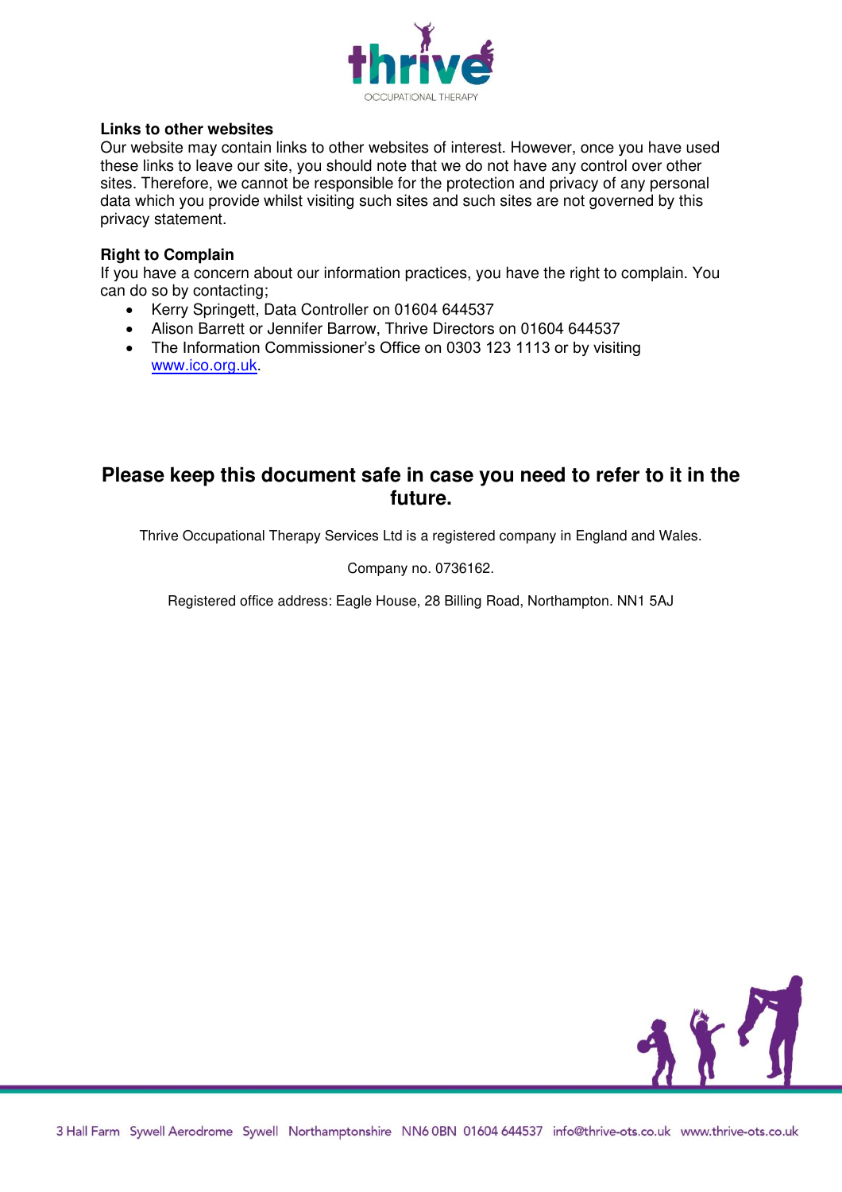### Links to other websites

Our website may contain links to other websites of interest. However, once you have used these links to leave our site, you should note that we do not have any control over other sites. Therefore, we cannot be responsible for the protection and privacy of any personal data which you provide whilst visiting such sites and such sites are not governed by this privacy statement.

### Right to Complain

If you have a concern about our information practices, you have the right to complain. You can do so by contacting;

- Kerry Springett, Data Controller on 01604 644537
- Alison Barrett or Jennifer Barrow, Thrive Directors on 01604 644537
- The Information Commissioner's Office on 0303 123 1113 or by visiting www.ico.org.uk.

## Please keep this document safe in case you need to refer to it in the future.

Thrive Occupational Therapy Services Ltd is a registered company in England and Wales.

Company no. 0736162.

Registered office address: Eagle House, 28 Billing Road, Northampton. NN1 5AJ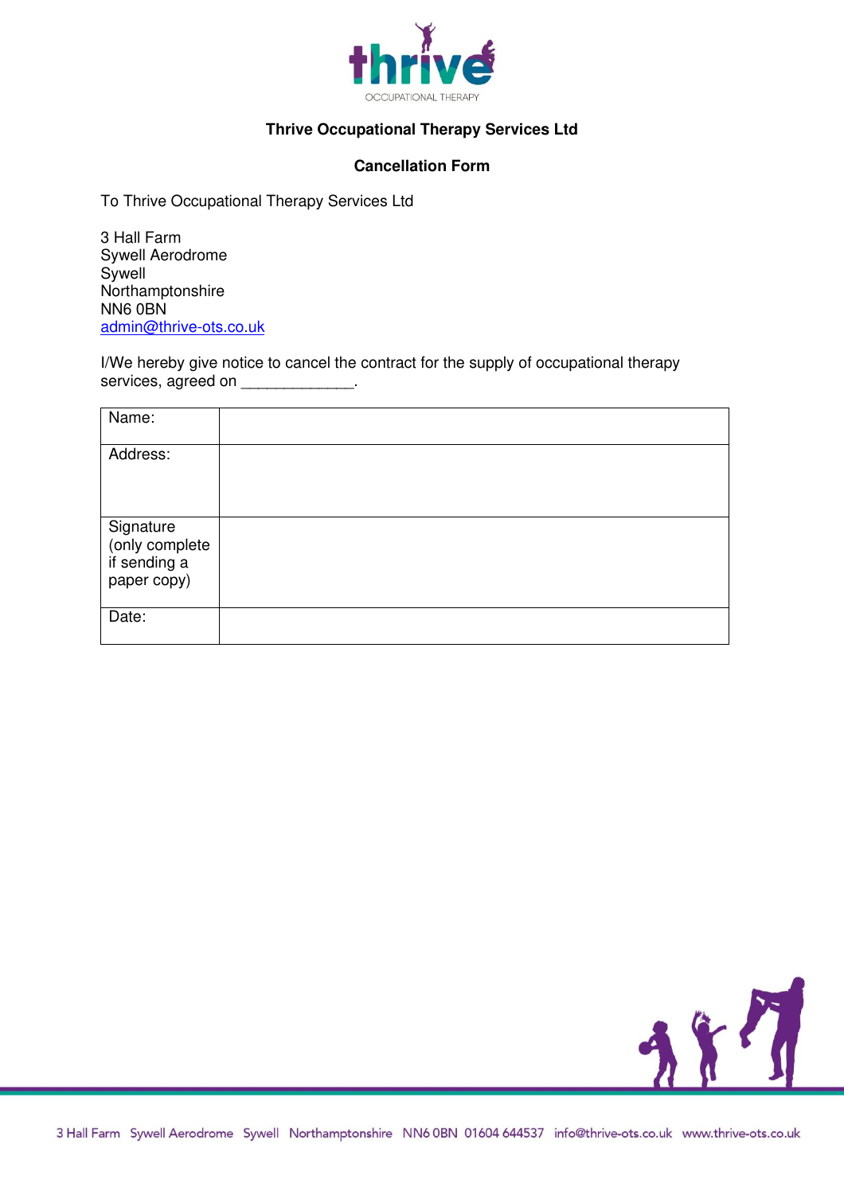# Thrive Occupational Therapy Services Ltd

## Cancellation Form

To Thrive Occupational Therapy Services Ltd

3 Hall Farm
Sywell Aerodrome
Sywell
Northamptonshire
NN6 0BN
admin@thrive-ots.co.uk

I/We hereby give notice to cancel the contract for the supply of occupational therapy services, agreed on _____________.

| | |
|---|---|
| Name: | |
| Address: | |
| Signature (only complete if sending a paper copy) | |
| Date: | |